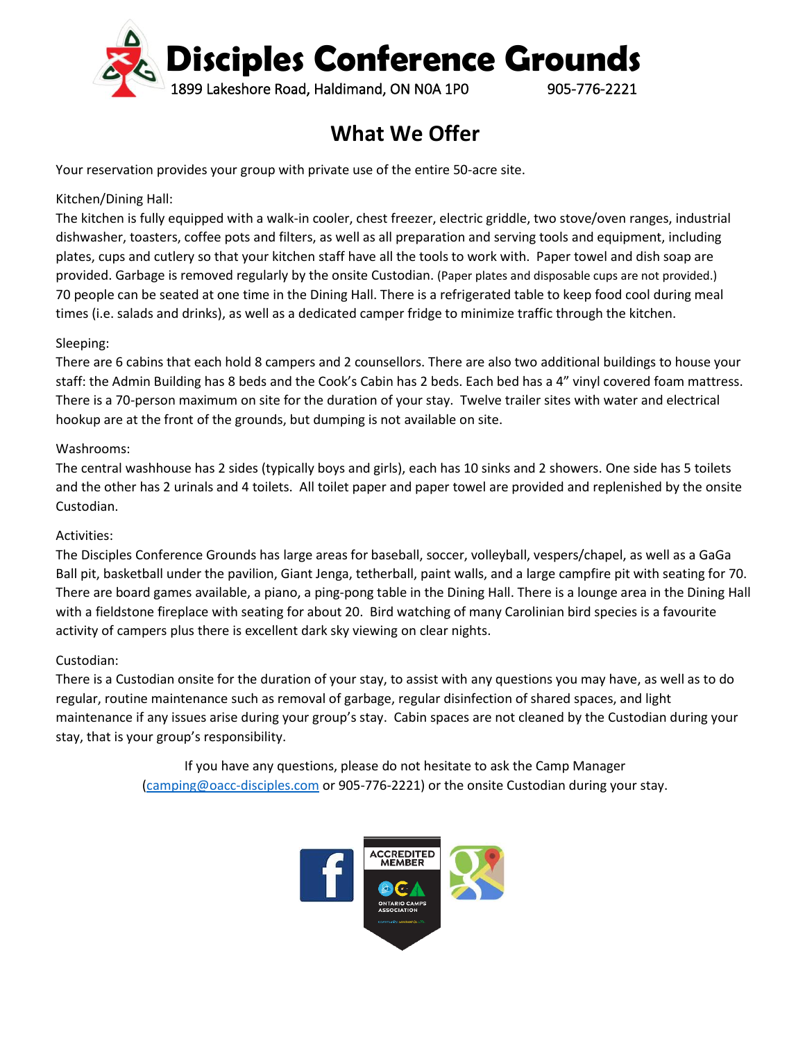# Disciples Conference Grounds

1899 Lakeshore Road, Haldimand, ON N0A 1P0 905-776-2221

## What We Offer

Your reservation provides your group with private use of the entire 50-acre site.

Kitchen/Dining Hall:

The kitchen is fully equipped with a walk-in cooler, chest freezer, electric griddle, two stove/oven ranges, industrial dishwasher, toasters, coffee pots and filters, as well as all preparation and serving tools and equipment, including plates, cups and cutlery so that your kitchen staff have all the tools to work with. Paper towel and dish soap are provided. Garbage is removed regularly by the onsite Custodian. (Paper plates and disposable cups are not provided.) 70 people can be seated at one time in the Dining Hall. There is a refrigerated table to keep food cool during meal times (i.e. salads and drinks), as well as a dedicated camper fridge to minimize traffic through the kitchen.

Sleeping:

There are 6 cabins that each hold 8 campers and 2 counsellors. There are also two additional buildings to house your staff: the Admin Building has 8 beds and the Cook's Cabin has 2 beds. Each bed has a 4" vinyl covered foam mattress. There is a 70-person maximum on site for the duration of your stay. Twelve trailer sites with water and electrical hookup are at the front of the grounds, but dumping is not available on site.

Washrooms:

The central washhouse has 2 sides (typically boys and girls), each has 10 sinks and 2 showers. One side has 5 toilets and the other has 2 urinals and 4 toilets. All toilet paper and paper towel are provided and replenished by the onsite Custodian.

Activities:

The Disciples Conference Grounds has large areas for baseball, soccer, volleyball, vespers/chapel, as well as a GaGa Ball pit, basketball under the pavilion, Giant Jenga, tetherball, paint walls, and a large campfire pit with seating for 70. There are board games available, a piano, a ping-pong table in the Dining Hall. There is a lounge area in the Dining Hall with a fieldstone fireplace with seating for about 20. Bird watching of many Carolinian bird species is a favourite activity of campers plus there is excellent dark sky viewing on clear nights.

Custodian:

There is a Custodian onsite for the duration of your stay, to assist with any questions you may have, as well as to do regular, routine maintenance such as removal of garbage, regular disinfection of shared spaces, and light maintenance if any issues arise during your group's stay. Cabin spaces are not cleaned by the Custodian during your stay, that is your group's responsibility.

If you have any questions, please do not hesitate to ask the Camp Manager (camping@oacc-disciples.com or 905-776-2221) or the onsite Custodian during your stay.

ACCREDITED MEMBER
ONTARIO CAMPS ASSOCIATION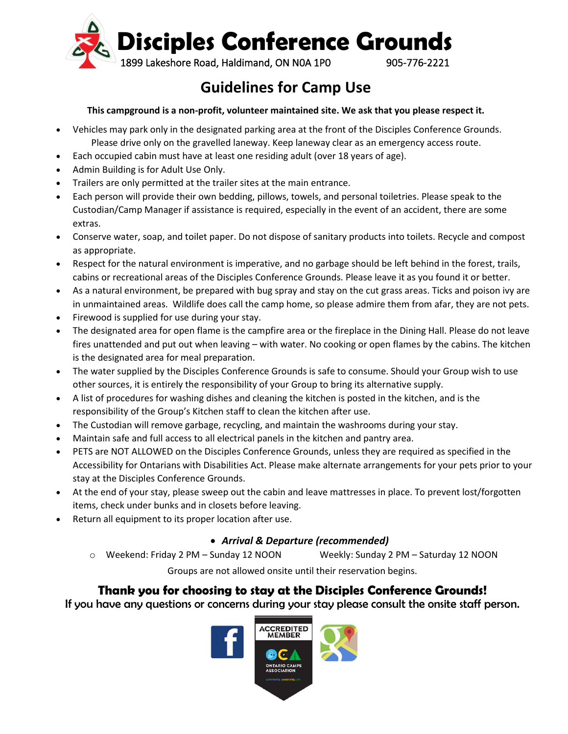# Disciples Conference Grounds

1899 Lakeshore Road, Haldimand, ON N0A 1P0 905-776-2221

## Guidelines for Camp Use

**This campground is a non-profit, volunteer maintained site. We ask that you please respect it.**

- Vehicles may park only in the designated parking area at the front of the Disciples Conference Grounds. Please drive only on the gravelled laneway. Keep laneway clear as an emergency access route.
- Each occupied cabin must have at least one residing adult (over 18 years of age).
- Admin Building is for Adult Use Only.
- Trailers are only permitted at the trailer sites at the main entrance.
- Each person will provide their own bedding, pillows, towels, and personal toiletries. Please speak to the Custodian/Camp Manager if assistance is required, especially in the event of an accident, there are some extras.
- Conserve water, soap, and toilet paper. Do not dispose of sanitary products into toilets. Recycle and compost as appropriate.
- Respect for the natural environment is imperative, and no garbage should be left behind in the forest, trails, cabins or recreational areas of the Disciples Conference Grounds. Please leave it as you found it or better.
- As a natural environment, be prepared with bug spray and stay on the cut grass areas. Ticks and poison ivy are in unmaintained areas. Wildlife does call the camp home, so please admire them from afar, they are not pets.
- Firewood is supplied for use during your stay.
- The designated area for open flame is the campfire area or the fireplace in the Dining Hall. Please do not leave fires unattended and put out when leaving – with water. No cooking or open flames by the cabins. The kitchen is the designated area for meal preparation.
- The water supplied by the Disciples Conference Grounds is safe to consume. Should your Group wish to use other sources, it is entirely the responsibility of your Group to bring its alternative supply.
- A list of procedures for washing dishes and cleaning the kitchen is posted in the kitchen, and is the responsibility of the Group's Kitchen staff to clean the kitchen after use.
- The Custodian will remove garbage, recycling, and maintain the washrooms during your stay.
- Maintain safe and full access to all electrical panels in the kitchen and pantry area.
- PETS are NOT ALLOWED on the Disciples Conference Grounds, unless they are required as specified in the Accessibility for Ontarians with Disabilities Act. Please make alternate arrangements for your pets prior to your stay at the Disciples Conference Grounds.
- At the end of your stay, please sweep out the cabin and leave mattresses in place. To prevent lost/forgotten items, check under bunks and in closets before leaving.
- Return all equipment to its proper location after use.

- ***Arrival & Departure (recommended)***
  - Weekend: Friday 2 PM – Sunday 12 NOON Weekly: Sunday 2 PM – Saturday 12 NOON

Groups are not allowed onsite until their reservation begins.

**Thank you for choosing to stay at the Disciples Conference Grounds!**

If you have any questions or concerns during your stay please consult the onsite staff person.

ACCREDITED MEMBER

ONTARIO CAMPS ASSOCIATION